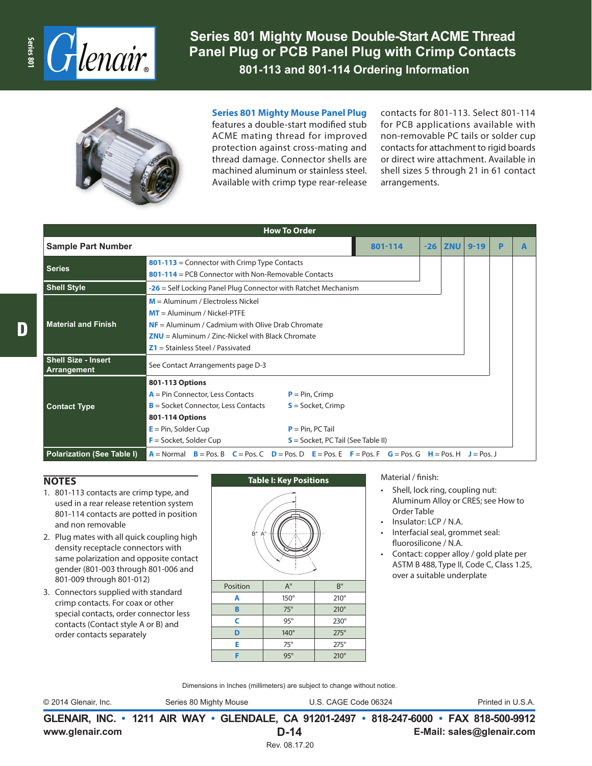# Series 801 Mighty Mouse Double-Start ACME Thread Panel Plug or PCB Panel Plug with Crimp Contacts

## 801-113 and 801-114 Ordering Information

**Series 801 Mighty Mouse Panel Plug** features a double-start modified stub ACME mating thread for improved protection against cross-mating and thread damage. Connector shells are machined aluminum or stainless steel. Available with crimp type rear-release contacts for 801-113. Select 801-114 for PCB applications available with non-removable PC tails or solder cup contacts for attachment to rigid boards or direct wire attachment. Available in shell sizes 5 through 21 in 61 contact arrangements.

### How To Order

| Sample Part Number | 801-114 | -26 | ZNU | 9-19 | P | A |
|---|---|---|---|---|---|---|
| **Series** | 801-113 = Connector with Crimp Type Contacts<br>801-114 = PCB Connector with Non-Removable Contacts | | | | | |
| **Shell Style** | | -26 = Self Locking Panel Plug Connector with Ratchet Mechanism | | | | |
| **Material and Finish** | | | M = Aluminum / Electroless Nickel<br>MT = Aluminum / Nickel-PTFE<br>NF = Aluminum / Cadmium with Olive Drab Chromate<br>ZNU = Aluminum / Zinc-Nickel with Black Chromate<br>Z1 = Stainless Steel / Passivated | | | |
| **Shell Size - Insert Arrangement** | | | | See Contact Arrangements page D-3 | | |
| **Contact Type** | | | | | **801-113 Options**<br>A = Pin Connector, Less Contacts; P = Pin, Crimp<br>B = Socket Connector, Less Contacts; S = Socket, Crimp<br>**801-114 Options**<br>E = Pin, Solder Cup; P = Pin, PC Tail<br>F = Socket, Solder Cup; S = Socket, PC Tail (See Table II) | |
| **Polarization (See Table I)** | | | | | | A = Normal B = Pos. B C = Pos. C D = Pos. D E = Pos. E F = Pos. F G = Pos. G H = Pos. H J = Pos. J |

### NOTES

1. 801-113 contacts are crimp type, and used in a rear release retention system 801-114 contacts are potted in position and non removable
2. Plug mates with all quick coupling high density receptacle connectors with same polarization and opposite contact gender (801-003 through 801-006 and 801-009 through 801-012)
3. Connectors supplied with standard crimp contacts. For coax or other special contacts, order connector less contacts (Contact style A or B) and order contacts separately

### Table I: Key Positions

| Position | A° | B° |
|---|---|---|
| A | 150° | 210° |
| B | 75° | 210° |
| C | 95° | 230° |
| D | 140° | 275° |
| E | 75° | 275° |
| F | 95° | 210° |

Material / finish:

- Shell, lock ring, coupling nut: Aluminum Alloy or CRES; see How to Order Table
- Insulator: LCP / N.A.
- Interfacial seal, grommet seal: fluorosilicone / N.A.
- Contact: copper alloy / gold plate per ASTM B 488, Type II, Code C, Class 1.25, over a suitable underplate

Dimensions in Inches (millimeters) are subject to change without notice.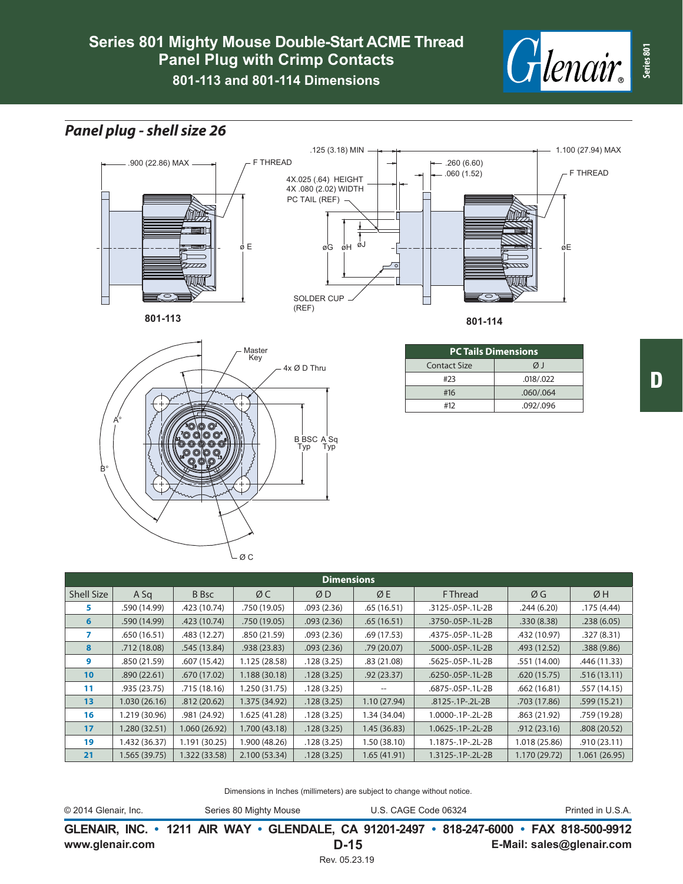# Series 801 Mighty Mouse Double-Start ACME Thread Panel Plug with Crimp Contacts

### 801-113 and 801-114 Dimensions

## *Panel plug - shell size 26*

.900 (22.86) MAX

F THREAD

.125 (3.18) MIN

1.100 (27.94) MAX

.260 (6.60)

.060 (1.52)

F THREAD

4X.025 (.64) HEIGHT
4X .080 (2.02) WIDTH
PC TAIL (REF)

ø E

øG øH øJ

øE

SOLDER CUP (REF)

801-113

801-114

Master Key

4x Ø D Thru

A°

B°

B BSC Typ

A Sq Typ

Ø C

| PC Tails Dimensions | |
|---|---|
| Contact Size | Ø J |
| #23 | .018/.022 |
| #16 | .060/.064 |
| #12 | .092/.096 |

| Dimensions | | | | | | | | |
|---|---|---|---|---|---|---|---|---|
| Shell Size | A Sq | B Bsc | Ø C | Ø D | Ø E | F Thread | Ø G | Ø H |
| 5 | .590 (14.99) | .423 (10.74) | .750 (19.05) | .093 (2.36) | .65 (16.51) | .3125-.05P-.1L-2B | .244 (6.20) | .175 (4.44) |
| 6 | .590 (14.99) | .423 (10.74) | .750 (19.05) | .093 (2.36) | .65 (16.51) | .3750-.05P-.1L-2B | .330 (8.38) | .238 (6.05) |
| 7 | .650 (16.51) | .483 (12.27) | .850 (21.59) | .093 (2.36) | .69 (17.53) | .4375-.05P-.1L-2B | .432 (10.97) | .327 (8.31) |
| 8 | .712 (18.08) | .545 (13.84) | .938 (23.83) | .093 (2.36) | .79 (20.07) | .5000-.05P-.1L-2B | .493 (12.52) | .388 (9.86) |
| 9 | .850 (21.59) | .607 (15.42) | 1.125 (28.58) | .128 (3.25) | .83 (21.08) | .5625-.05P-.1L-2B | .551 (14.00) | .446 (11.33) |
| 10 | .890 (22.61) | .670 (17.02) | 1.188 (30.18) | .128 (3.25) | .92 (23.37) | .6250-.05P-.1L-2B | .620 (15.75) | .516 (13.11) |
| 11 | .935 (23.75) | .715 (18.16) | 1.250 (31.75) | .128 (3.25) | -- | .6875-.05P-.1L-2B | .662 (16.81) | .557 (14.15) |
| 13 | 1.030 (26.16) | .812 (20.62) | 1.375 (34.92) | .128 (3.25) | 1.10 (27.94) | .8125-.1P-.2L-2B | .703 (17.86) | .599 (15.21) |
| 16 | 1.219 (30.96) | .981 (24.92) | 1.625 (41.28) | .128 (3.25) | 1.34 (34.04) | 1.0000-.1P-.2L-2B | .863 (21.92) | .759 (19.28) |
| 17 | 1.280 (32.51) | 1.060 (26.92) | 1.700 (43.18) | .128 (3.25) | 1.45 (36.83) | 1.0625-.1P-.2L-2B | .912 (23.16) | .808 (20.52) |
| 19 | 1.432 (36.37) | 1.191 (30.25) | 1.900 (48.26) | .128 (3.25) | 1.50 (38.10) | 1.1875-.1P-.2L-2B | 1.018 (25.86) | .910 (23.11) |
| 21 | 1.565 (39.75) | 1.322 (33.58) | 2.100 (53.34) | .128 (3.25) | 1.65 (41.91) | 1.3125-.1P-.2L-2B | 1.170 (29.72) | 1.061 (26.95) |

Dimensions in Inches (millimeters) are subject to change without notice.

© 2014 Glenair, Inc. Series 80 Mighty Mouse U.S. CAGE Code 06324 Printed in U.S.A.

**GLENAIR, INC. • 1211 AIR WAY • GLENDALE, CA 91201-2497 • 818-247-6000 • FAX 818-500-9912**

**www.glenair.com** **D-15** **E-Mail: sales@glenair.com**

Rev. 05.23.19